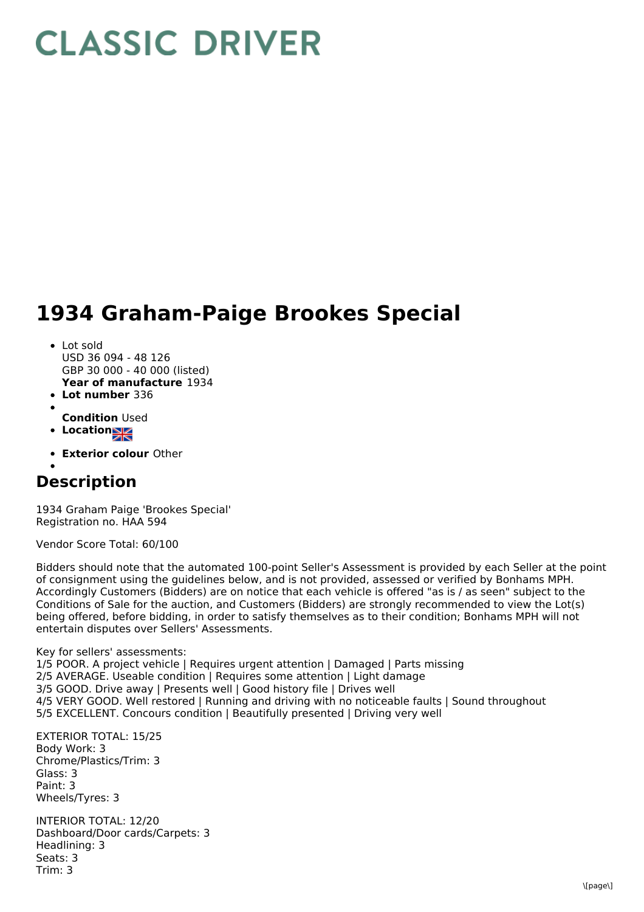# CLASSIC DRIVER

# 1934 Graham-Paige Brookes Special

- Lot sold
  USD 36 094 - 48 126
  GBP 30 000 - 40 000 (listed)
  **Year of manufacture** 1934
- **Lot number** 336
- 
  **Condition** Used
- **Location**
- **Exterior colour** Other
- 

## Description

1934 Graham Paige 'Brookes Special'
Registration no. HAA 594

Vendor Score Total: 60/100

Bidders should note that the automated 100-point Seller's Assessment is provided by each Seller at the point of consignment using the guidelines below, and is not provided, assessed or verified by Bonhams MPH. Accordingly Customers (Bidders) are on notice that each vehicle is offered "as is / as seen" subject to the Conditions of Sale for the auction, and Customers (Bidders) are strongly recommended to view the Lot(s) being offered, before bidding, in order to satisfy themselves as to their condition; Bonhams MPH will not entertain disputes over Sellers' Assessments.

Key for sellers' assessments:
1/5 POOR. A project vehicle | Requires urgent attention | Damaged | Parts missing
2/5 AVERAGE. Useable condition | Requires some attention | Light damage
3/5 GOOD. Drive away | Presents well | Good history file | Drives well
4/5 VERY GOOD. Well restored | Running and driving with no noticeable faults | Sound throughout
5/5 EXCELLENT. Concours condition | Beautifully presented | Driving very well

EXTERIOR TOTAL: 15/25
Body Work: 3
Chrome/Plastics/Trim: 3
Glass: 3
Paint: 3
Wheels/Tyres: 3

INTERIOR TOTAL: 12/20
Dashboard/Door cards/Carpets: 3
Headlining: 3
Seats: 3
Trim: 3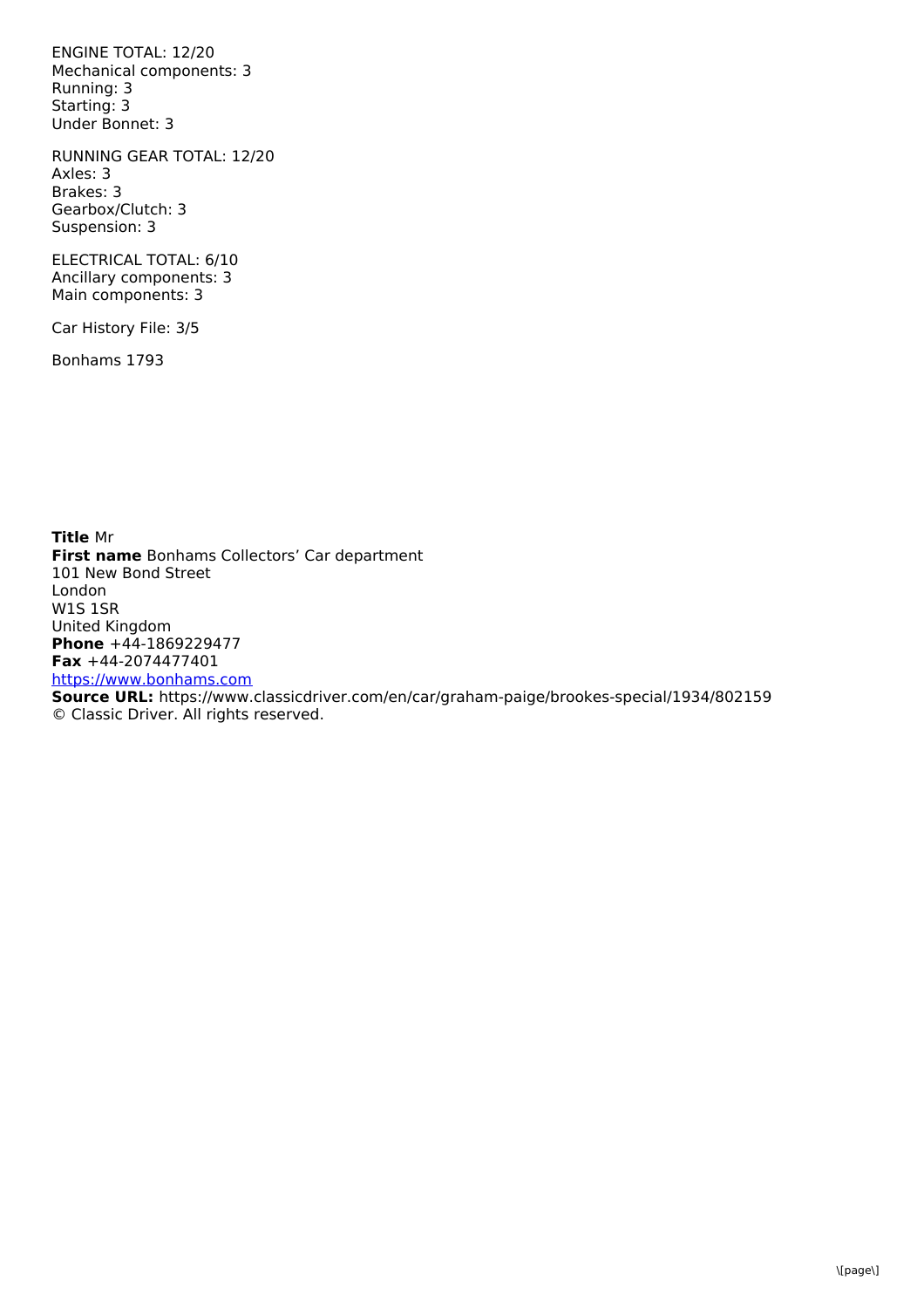ENGINE TOTAL: 12/20
Mechanical components: 3
Running: 3
Starting: 3
Under Bonnet: 3

RUNNING GEAR TOTAL: 12/20
Axles: 3
Brakes: 3
Gearbox/Clutch: 3
Suspension: 3

ELECTRICAL TOTAL: 6/10
Ancillary components: 3
Main components: 3

Car History File: 3/5

Bonhams 1793

**Title** Mr
**First name** Bonhams Collectors' Car department
101 New Bond Street
London
W1S 1SR
United Kingdom
**Phone** +44-1869229477
**Fax** +44-2074477401
https://www.bonhams.com
**Source URL:** https://www.classicdriver.com/en/car/graham-paige/brookes-special/1934/802159
© Classic Driver. All rights reserved.